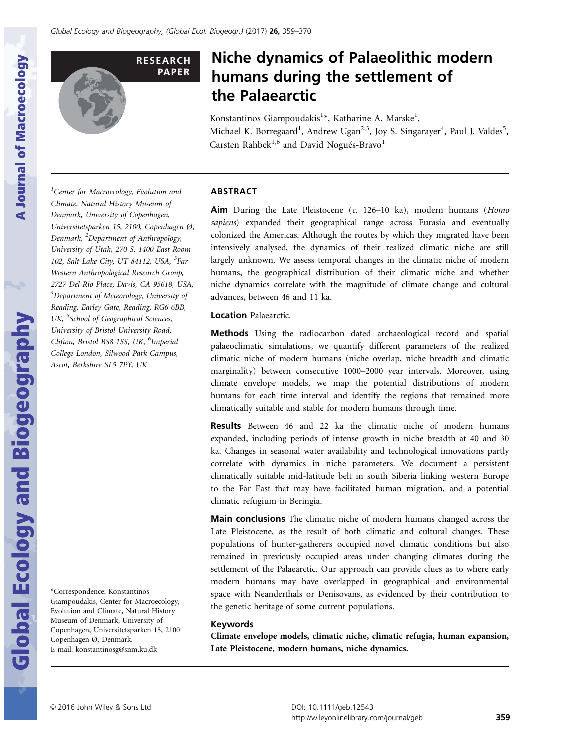RESEARCH PAPER

# Niche dynamics of Palaeolithic modern humans during the settlement of the Palaearctic

Konstantinos Giampoudakis[1]*, Katharine A. Marske[1], Michael K. Borregaard[1], Andrew Ugan[2,3], Joy S. Singarayer[4], Paul J. Valdes[5], Carsten Rahbek[1,6] and David Nogués-Bravo[1]

[1]Center for Macroecology, Evolution and Climate, Natural History Museum of Denmark, University of Copenhagen, Universitetsparken 15, 2100, Copenhagen Ø, Denmark, [2]Department of Anthropology, University of Utah, 270 S. 1400 East Room 102, Salt Lake City, UT 84112, USA, [3]Far Western Anthropological Research Group, 2727 Del Rio Place, Davis, CA 95618, USA, [4]Department of Meteorology, University of Reading, Earley Gate, Reading, RG6 6BB, UK, [5]School of Geographical Sciences, University of Bristol University Road, Clifton, Bristol BS8 1SS, UK, [6]Imperial College London, Silwood Park Campus, Ascot, Berkshire SL5 7PY, UK

*Correspondence: Konstantinos Giampoudakis, Center for Macroecology, Evolution and Climate, Natural History Museum of Denmark, University of Copenhagen, Universitetsparken 15, 2100 Copenhagen Ø, Denmark.
E-mail: konstantinosg@snm.ku.dk

## ABSTRACT

**Aim** During the Late Pleistocene (c. 126–10 ka), modern humans (*Homo sapiens*) expanded their geographical range across Eurasia and eventually colonized the Americas. Although the routes by which they migrated have been intensively analysed, the dynamics of their realized climatic niche are still largely unknown. We assess temporal changes in the climatic niche of modern humans, the geographical distribution of their climatic niche and whether niche dynamics correlate with the magnitude of climate change and cultural advances, between 46 and 11 ka.

**Location** Palaearctic.

**Methods** Using the radiocarbon dated archaeological record and spatial palaeoclimatic simulations, we quantify different parameters of the realized climatic niche of modern humans (niche overlap, niche breadth and climatic marginality) between consecutive 1000–2000 year intervals. Moreover, using climate envelope models, we map the potential distributions of modern humans for each time interval and identify the regions that remained more climatically suitable and stable for modern humans through time.

**Results** Between 46 and 22 ka the climatic niche of modern humans expanded, including periods of intense growth in niche breadth at 40 and 30 ka. Changes in seasonal water availability and technological innovations partly correlate with dynamics in niche parameters. We document a persistent climatically suitable mid-latitude belt in south Siberia linking western Europe to the Far East that may have facilitated human migration, and a potential climatic refugium in Beringia.

**Main conclusions** The climatic niche of modern humans changed across the Late Pleistocene, as the result of both climatic and cultural changes. These populations of hunter-gatherers occupied novel climatic conditions but also remained in previously occupied areas under changing climates during the settlement of the Palaearctic. Our approach can provide clues as to where early modern humans may have overlapped in geographical and environmental space with Neanderthals or Denisovans, as evidenced by their contribution to the genetic heritage of some current populations.

**Keywords**

**Climate envelope models, climatic niche, climatic refugia, human expansion, Late Pleistocene, modern humans, niche dynamics.**

© 2016 John Wiley & Sons Ltd DOI: 10.1111/geb.12543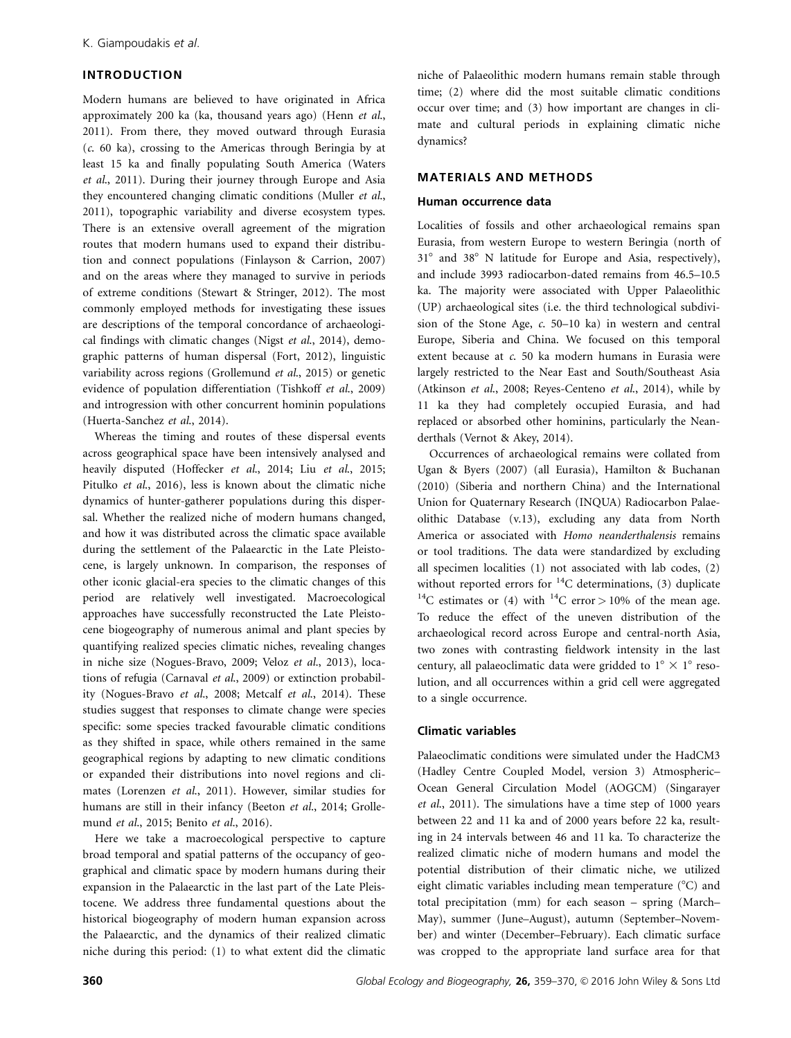## INTRODUCTION

Modern humans are believed to have originated in Africa approximately 200 ka (ka, thousand years ago) (Henn *et al.*, 2011). From there, they moved outward through Eurasia (*c.* 60 ka), crossing to the Americas through Beringia by at least 15 ka and finally populating South America (Waters *et al.*, 2011). During their journey through Europe and Asia they encountered changing climatic conditions (Muller *et al.*, 2011), topographic variability and diverse ecosystem types. There is an extensive overall agreement of the migration routes that modern humans used to expand their distribution and connect populations (Finlayson & Carrion, 2007) and on the areas where they managed to survive in periods of extreme conditions (Stewart & Stringer, 2012). The most commonly employed methods for investigating these issues are descriptions of the temporal concordance of archaeological findings with climatic changes (Nigst *et al.*, 2014), demographic patterns of human dispersal (Fort, 2012), linguistic variability across regions (Grollemund *et al.*, 2015) or genetic evidence of population differentiation (Tishkoff *et al.*, 2009) and introgression with other concurrent hominin populations (Huerta-Sanchez *et al.*, 2014).

Whereas the timing and routes of these dispersal events across geographical space have been intensively analysed and heavily disputed (Hoffecker *et al.*, 2014; Liu *et al.*, 2015; Pitulko *et al.*, 2016), less is known about the climatic niche dynamics of hunter-gatherer populations during this dispersal. Whether the realized niche of modern humans changed, and how it was distributed across the climatic space available during the settlement of the Palaearctic in the Late Pleistocene, is largely unknown. In comparison, the responses of other iconic glacial-era species to the climatic changes of this period are relatively well investigated. Macroecological approaches have successfully reconstructed the Late Pleistocene biogeography of numerous animal and plant species by quantifying realized species climatic niches, revealing changes in niche size (Nogues-Bravo, 2009; Veloz *et al.*, 2013), locations of refugia (Carnaval *et al.*, 2009) or extinction probability (Nogues-Bravo *et al.*, 2008; Metcalf *et al.*, 2014). These studies suggest that responses to climate change were species specific: some species tracked favourable climatic conditions as they shifted in space, while others remained in the same geographical regions by adapting to new climatic conditions or expanded their distributions into novel regions and climates (Lorenzen *et al.*, 2011). However, similar studies for humans are still in their infancy (Beeton *et al.*, 2014; Grollemund *et al.*, 2015; Benito *et al.*, 2016).

Here we take a macroecological perspective to capture broad temporal and spatial patterns of the occupancy of geographical and climatic space by modern humans during their expansion in the Palaearctic in the last part of the Late Pleistocene. We address three fundamental questions about the historical biogeography of modern human expansion across the Palaearctic, and the dynamics of their realized climatic niche during this period: (1) to what extent did the climatic niche of Palaeolithic modern humans remain stable through time; (2) where did the most suitable climatic conditions occur over time; and (3) how important are changes in climate and cultural periods in explaining climatic niche dynamics?

## MATERIALS AND METHODS

### Human occurrence data

Localities of fossils and other archaeological remains span Eurasia, from western Europe to western Beringia (north of 31° and 38° N latitude for Europe and Asia, respectively), and include 3993 radiocarbon-dated remains from 46.5–10.5 ka. The majority were associated with Upper Palaeolithic (UP) archaeological sites (i.e. the third technological subdivision of the Stone Age, *c.* 50–10 ka) in western and central Europe, Siberia and China. We focused on this temporal extent because at *c.* 50 ka modern humans in Eurasia were largely restricted to the Near East and South/Southeast Asia (Atkinson *et al.*, 2008; Reyes-Centeno *et al.*, 2014), while by 11 ka they had completely occupied Eurasia, and had replaced or absorbed other hominins, particularly the Neanderthals (Vernot & Akey, 2014).

Occurrences of archaeological remains were collated from Ugan & Byers (2007) (all Eurasia), Hamilton & Buchanan (2010) (Siberia and northern China) and the International Union for Quaternary Research (INQUA) Radiocarbon Palaeolithic Database (v.13), excluding any data from North America or associated with *Homo neanderthalensis* remains or tool traditions. The data were standardized by excluding all specimen localities (1) not associated with lab codes, (2) without reported errors for $^{14}$C determinations, (3) duplicate $^{14}$C estimates or (4) with $^{14}$C error > 10% of the mean age. To reduce the effect of the uneven distribution of the archaeological record across Europe and central-north Asia, two zones with contrasting fieldwork intensity in the last century, all palaeoclimatic data were gridded to 1° × 1° resolution, and all occurrences within a grid cell were aggregated to a single occurrence.

### Climatic variables

Palaeoclimatic conditions were simulated under the HadCM3 (Hadley Centre Coupled Model, version 3) Atmospheric–Ocean General Circulation Model (AOGCM) (Singarayer *et al.*, 2011). The simulations have a time step of 1000 years between 22 and 11 ka and of 2000 years before 22 ka, resulting in 24 intervals between 46 and 11 ka. To characterize the realized climatic niche of modern humans and model the potential distribution of their climatic niche, we utilized eight climatic variables including mean temperature (°C) and total precipitation (mm) for each season – spring (March–May), summer (June–August), autumn (September–November) and winter (December–February). Each climatic surface was cropped to the appropriate land surface area for that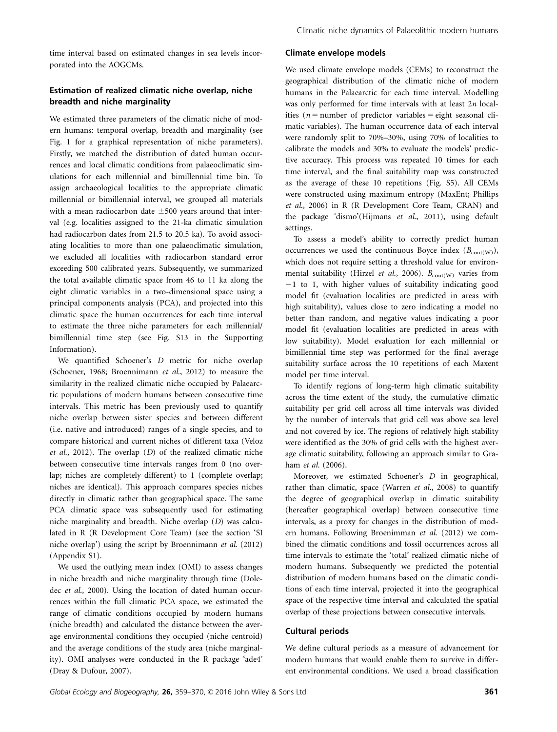time interval based on estimated changes in sea levels incorporated into the AOGCMs.

### Estimation of realized climatic niche overlap, niche breadth and niche marginality

We estimated three parameters of the climatic niche of modern humans: temporal overlap, breadth and marginality (see Fig. 1 for a graphical representation of niche parameters). Firstly, we matched the distribution of dated human occurrences and local climatic conditions from palaeoclimatic simulations for each millennial and bimillennial time bin. To assign archaeological localities to the appropriate climatic millennial or bimillennial interval, we grouped all materials with a mean radiocarbon date ±500 years around that interval (e.g. localities assigned to the 21-ka climatic simulation had radiocarbon dates from 21.5 to 20.5 ka). To avoid associating localities to more than one palaeoclimatic simulation, we excluded all localities with radiocarbon standard error exceeding 500 calibrated years. Subsequently, we summarized the total available climatic space from 46 to 11 ka along the eight climatic variables in a two-dimensional space using a principal components analysis (PCA), and projected into this climatic space the human occurrences for each time interval to estimate the three niche parameters for each millennial/bimillennial time step (see Fig. S13 in the Supporting Information).

We quantified Schoener's *D* metric for niche overlap (Schoener, 1968; Broennimann *et al*., 2012) to measure the similarity in the realized climatic niche occupied by Palaearctic populations of modern humans between consecutive time intervals. This metric has been previously used to quantify niche overlap between sister species and between different (i.e. native and introduced) ranges of a single species, and to compare historical and current niches of different taxa (Veloz *et al*., 2012). The overlap (*D*) of the realized climatic niche between consecutive time intervals ranges from 0 (no overlap; niches are completely different) to 1 (complete overlap; niches are identical). This approach compares species niches directly in climatic rather than geographical space. The same PCA climatic space was subsequently used for estimating niche marginality and breadth. Niche overlap (*D*) was calculated in R (R Development Core Team) (see the section 'SI niche overlap') using the script by Broennimann *et al*. (2012) (Appendix S1).

We used the outlying mean index (OMI) to assess changes in niche breadth and niche marginality through time (Dolédec *et al*., 2000). Using the location of dated human occurrences within the full climatic PCA space, we estimated the range of climatic conditions occupied by modern humans (niche breadth) and calculated the distance between the average environmental conditions they occupied (niche centroid) and the average conditions of the study area (niche marginality). OMI analyses were conducted in the R package 'ade4' (Dray & Dufour, 2007).

### Climate envelope models

We used climate envelope models (CEMs) to reconstruct the geographical distribution of the climatic niche of modern humans in the Palaearctic for each time interval. Modelling was only performed for time intervals with at least $2n$ localities ($n$ = number of predictor variables = eight seasonal climatic variables). The human occurrence data of each interval were randomly split to 70%–30%, using 70% of localities to calibrate the models and 30% to evaluate the models' predictive accuracy. This process was repeated 10 times for each time interval, and the final suitability map was constructed as the average of these 10 repetitions (Fig. S5). All CEMs were constructed using maximum entropy (MaxEnt; Phillips *et al*., 2006) in R (R Development Core Team, CRAN) and the package 'dismo'(Hijmans *et al*., 2011), using default settings.

To assess a model's ability to correctly predict human occurrences we used the continuous Boyce index ($B_{cont(W)}$), which does not require setting a threshold value for environmental suitability (Hirzel *et al*., 2006). $B_{cont(W)}$ varies from −1 to 1, with higher values of suitability indicating good model fit (evaluation localities are predicted in areas with high suitability), values close to zero indicating a model no better than random, and negative values indicating a poor model fit (evaluation localities are predicted in areas with low suitability). Model evaluation for each millennial or bimillennial time step was performed for the final average suitability surface across the 10 repetitions of each Maxent model per time interval.

To identify regions of long-term high climatic suitability across the time extent of the study, the cumulative climatic suitability per grid cell across all time intervals was divided by the number of intervals that grid cell was above sea level and not covered by ice. The regions of relatively high stability were identified as the 30% of grid cells with the highest average climatic suitability, following an approach similar to Graham *et al*. (2006).

Moreover, we estimated Schoener's *D* in geographical, rather than climatic, space (Warren *et al*., 2008) to quantify the degree of geographical overlap in climatic suitability (hereafter geographical overlap) between consecutive time intervals, as a proxy for changes in the distribution of modern humans. Following Broenimman *et al*. (2012) we combined the climatic conditions and fossil occurrences across all time intervals to estimate the 'total' realized climatic niche of modern humans. Subsequently we predicted the potential distribution of modern humans based on the climatic conditions of each time interval, projected it into the geographical space of the respective time interval and calculated the spatial overlap of these projections between consecutive intervals.

### Cultural periods

We define cultural periods as a measure of advancement for modern humans that would enable them to survive in different environmental conditions. We used a broad classification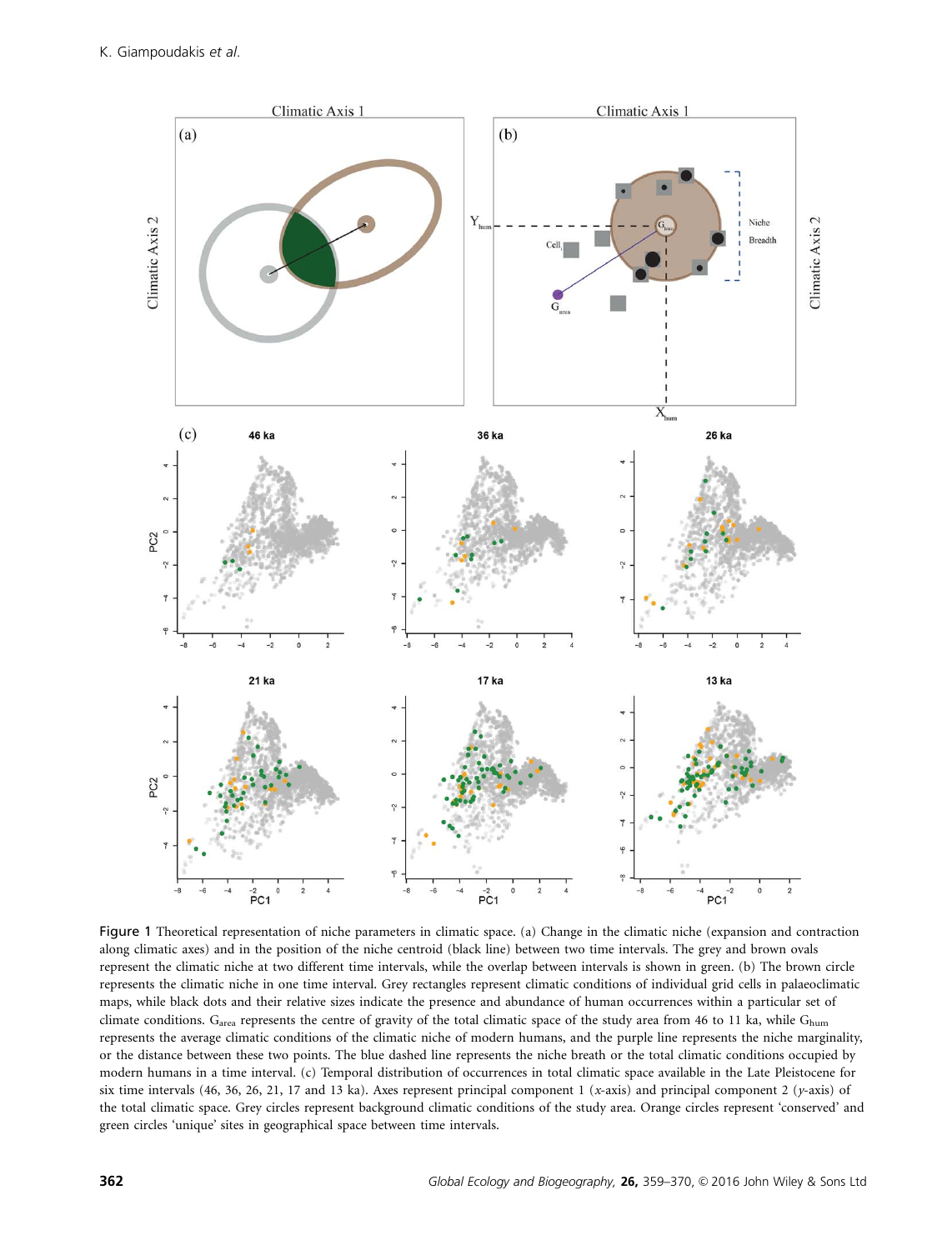Figure 1 Theoretical representation of niche parameters in climatic space. (a) Change in the climatic niche (expansion and contraction along climatic axes) and in the position of the niche centroid (black line) between two time intervals. The grey and brown ovals represent the climatic niche at two different time intervals, while the overlap between intervals is shown in green. (b) The brown circle represents the climatic niche in one time interval. Grey rectangles represent climatic conditions of individual grid cells in palaeoclimatic maps, while black dots and their relative sizes indicate the presence and abundance of human occurrences within a particular set of climate conditions. $G_{area}$ represents the centre of gravity of the total climatic space of the study area from 46 to 11 ka, while $G_{hum}$ represents the average climatic conditions of the climatic niche of modern humans, and the purple line represents the niche marginality, or the distance between these two points. The blue dashed line represents the niche breath or the total climatic conditions occupied by modern humans in a time interval. (c) Temporal distribution of occurrences in total climatic space available in the Late Pleistocene for six time intervals (46, 36, 26, 21, 17 and 13 ka). Axes represent principal component 1 (*x*-axis) and principal component 2 (*y*-axis) of the total climatic space. Grey circles represent background climatic conditions of the study area. Orange circles represent 'conserved' and green circles 'unique' sites in geographical space between time intervals.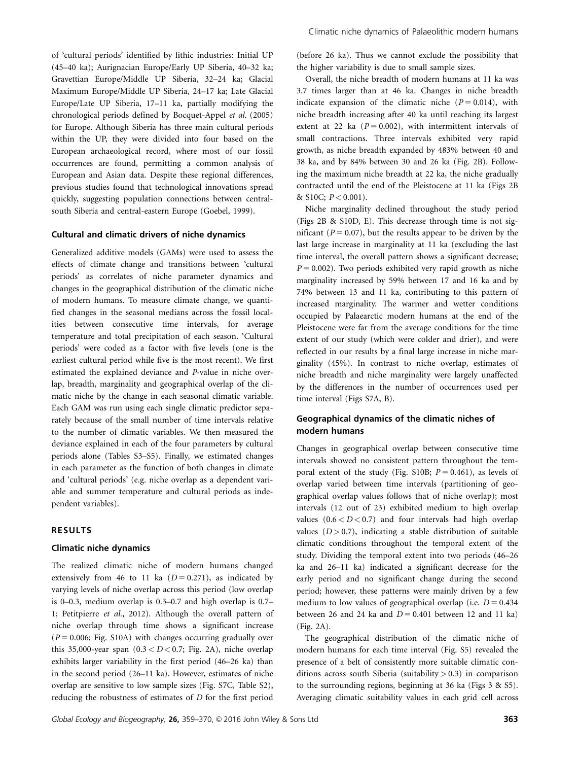of 'cultural periods' identified by lithic industries: Initial UP (45–40 ka); Aurignacian Europe/Early UP Siberia, 40–32 ka; Gravettian Europe/Middle UP Siberia, 32–24 ka; Glacial Maximum Europe/Middle UP Siberia, 24–17 ka; Late Glacial Europe/Late UP Siberia, 17–11 ka, partially modifying the chronological periods defined by Bocquet-Appel *et al.* (2005) for Europe. Although Siberia has three main cultural periods within the UP, they were divided into four based on the European archaeological record, where most of our fossil occurrences are found, permitting a common analysis of European and Asian data. Despite these regional differences, previous studies found that technological innovations spread quickly, suggesting population connections between central-south Siberia and central-eastern Europe (Goebel, 1999).

### Cultural and climatic drivers of niche dynamics

Generalized additive models (GAMs) were used to assess the effects of climate change and transitions between 'cultural periods' as correlates of niche parameter dynamics and changes in the geographical distribution of the climatic niche of modern humans. To measure climate change, we quantified changes in the seasonal medians across the fossil localities between consecutive time intervals, for average temperature and total precipitation of each season. 'Cultural periods' were coded as a factor with five levels (one is the earliest cultural period while five is the most recent). We first estimated the explained deviance and *P*-value in niche overlap, breadth, marginality and geographical overlap of the climatic niche by the change in each seasonal climatic variable. Each GAM was run using each single climatic predictor separately because of the small number of time intervals relative to the number of climatic variables. We then measured the deviance explained in each of the four parameters by cultural periods alone (Tables S3–S5). Finally, we estimated changes in each parameter as the function of both changes in climate and 'cultural periods' (e.g. niche overlap as a dependent variable and summer temperature and cultural periods as independent variables).

## RESULTS

### Climatic niche dynamics

The realized climatic niche of modern humans changed extensively from 46 to 11 ka ($D = 0.271$), as indicated by varying levels of niche overlap across this period (low overlap is 0–0.3, medium overlap is 0.3–0.7 and high overlap is 0.7–1; Petitpierre *et al.*, 2012). Although the overall pattern of niche overlap through time shows a significant increase ($P = 0.006$; Fig. S10A) with changes occurring gradually over this 35,000-year span ($0.3 < D < 0.7$; Fig. 2A), niche overlap exhibits larger variability in the first period (46–26 ka) than in the second period (26–11 ka). However, estimates of niche overlap are sensitive to low sample sizes (Fig. S7C, Table S2), reducing the robustness of estimates of *D* for the first period (before 26 ka). Thus we cannot exclude the possibility that the higher variability is due to small sample sizes.

Overall, the niche breadth of modern humans at 11 ka was 3.7 times larger than at 46 ka. Changes in niche breadth indicate expansion of the climatic niche ($P = 0.014$), with niche breadth increasing after 40 ka until reaching its largest extent at 22 ka ($P = 0.002$), with intermittent intervals of small contractions. Three intervals exhibited very rapid growth, as niche breadth expanded by 483% between 40 and 38 ka, and by 84% between 30 and 26 ka (Fig. 2B). Following the maximum niche breadth at 22 ka, the niche gradually contracted until the end of the Pleistocene at 11 ka (Figs 2B & S10C; $P < 0.001$).

Niche marginality declined throughout the study period (Figs 2B & S10D, E). This decrease through time is not significant ($P = 0.07$), but the results appear to be driven by the last large increase in marginality at 11 ka (excluding the last time interval, the overall pattern shows a significant decrease; $P = 0.002$). Two periods exhibited very rapid growth as niche marginality increased by 59% between 17 and 16 ka and by 74% between 13 and 11 ka, contributing to this pattern of increased marginality. The warmer and wetter conditions occupied by Palaearctic modern humans at the end of the Pleistocene were far from the average conditions for the time extent of our study (which were colder and drier), and were reflected in our results by a final large increase in niche marginality (45%). In contrast to niche overlap, estimates of niche breadth and niche marginality were largely unaffected by the differences in the number of occurrences used per time interval (Figs S7A, B).

### Geographical dynamics of the climatic niches of modern humans

Changes in geographical overlap between consecutive time intervals showed no consistent pattern throughout the temporal extent of the study (Fig. S10B; $P = 0.461$), as levels of overlap varied between time intervals (partitioning of geographical overlap values follows that of niche overlap); most intervals (12 out of 23) exhibited medium to high overlap values ($0.6 < D < 0.7$) and four intervals had high overlap values ($D > 0.7$), indicating a stable distribution of suitable climatic conditions throughout the temporal extent of the study. Dividing the temporal extent into two periods (46–26 ka and 26–11 ka) indicated a significant decrease for the early period and no significant change during the second period; however, these patterns were mainly driven by a few medium to low values of geographical overlap (i.e. $D = 0.434$ between 26 and 24 ka and $D = 0.401$ between 12 and 11 ka) (Fig. 2A).

The geographical distribution of the climatic niche of modern humans for each time interval (Fig. S5) revealed the presence of a belt of consistently more suitable climatic conditions across south Siberia (suitability > 0.3) in comparison to the surrounding regions, beginning at 36 ka (Figs 3 & S5). Averaging climatic suitability values in each grid cell across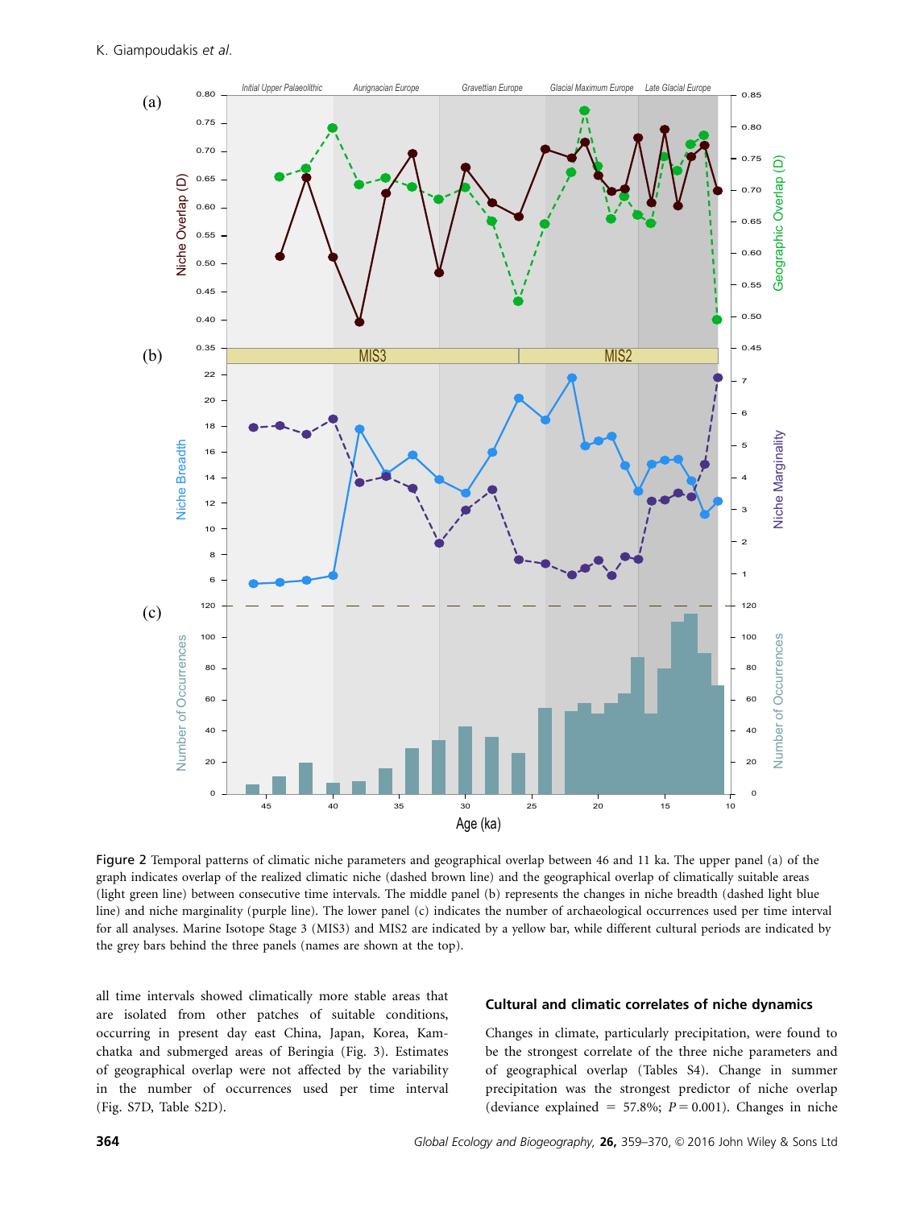Figure 2 Temporal patterns of climatic niche parameters and geographical overlap between 46 and 11 ka. The upper panel (a) of the graph indicates overlap of the realized climatic niche (dashed brown line) and the geographical overlap of climatically suitable areas (light green line) between consecutive time intervals. The middle panel (b) represents the changes in niche breadth (dashed light blue line) and niche marginality (purple line). The lower panel (c) indicates the number of archaeological occurrences used per time interval for all analyses. Marine Isotope Stage 3 (MIS3) and MIS2 are indicated by a yellow bar, while different cultural periods are indicated by the grey bars behind the three panels (names are shown at the top).

all time intervals showed climatically more stable areas that are isolated from other patches of suitable conditions, occurring in present day east China, Japan, Korea, Kamchatka and submerged areas of Beringia (Fig. 3). Estimates of geographical overlap were not affected by the variability in the number of occurrences used per time interval (Fig. S7D, Table S2D).

## Cultural and climatic correlates of niche dynamics

Changes in climate, particularly precipitation, were found to be the strongest correlate of the three niche parameters and of geographical overlap (Tables S4). Change in summer precipitation was the strongest predictor of niche overlap (deviance explained = 57.8%; $P = 0.001$). Changes in niche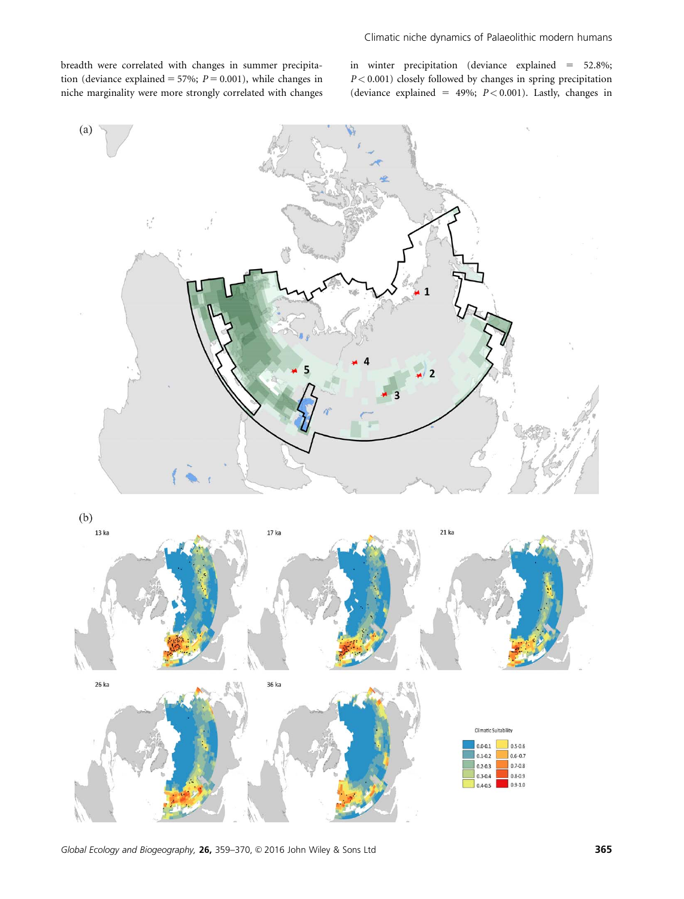breadth were correlated with changes in summer precipitation (deviance explained = 57%; $P = 0.001$), while changes in niche marginality were more strongly correlated with changes in winter precipitation (deviance explained = 52.8%; $P < 0.001$) closely followed by changes in spring precipitation (deviance explained = 49%; $P < 0.001$). Lastly, changes in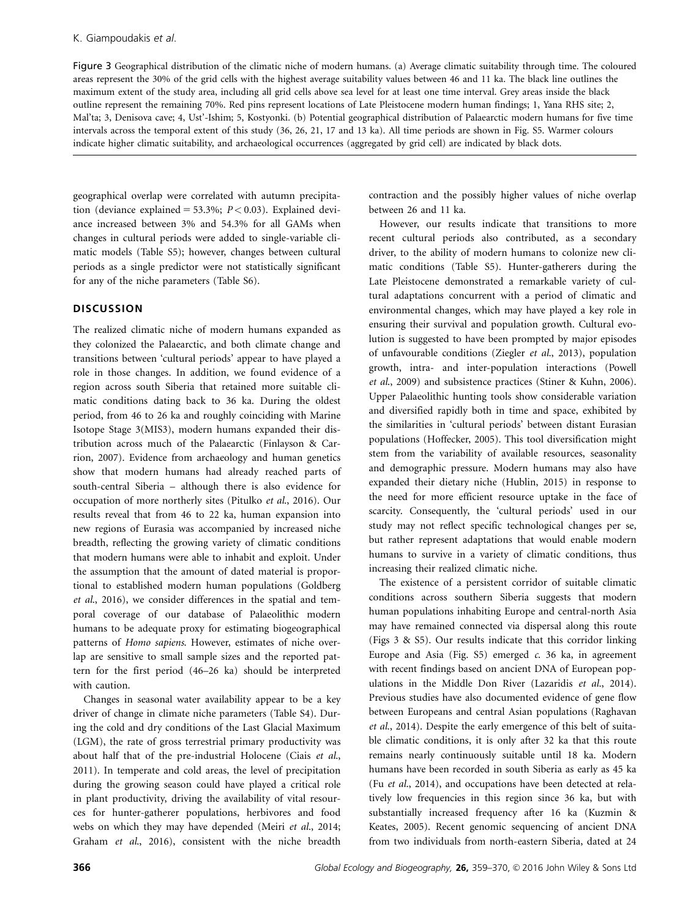**Figure 3** Geographical distribution of the climatic niche of modern humans. (a) Average climatic suitability through time. The coloured areas represent the 30% of the grid cells with the highest average suitability values between 46 and 11 ka. The black line outlines the maximum extent of the study area, including all grid cells above sea level for at least one time interval. Grey areas inside the black outline represent the remaining 70%. Red pins represent locations of Late Pleistocene modern human findings; 1, Yana RHS site; 2, Mal'ta; 3, Denisova cave; 4, Ust'-Ishim; 5, Kostyonki. (b) Potential geographical distribution of Palaearctic modern humans for five time intervals across the temporal extent of this study (36, 26, 21, 17 and 13 ka). All time periods are shown in Fig. S5. Warmer colours indicate higher climatic suitability, and archaeological occurrences (aggregated by grid cell) are indicated by black dots.

geographical overlap were correlated with autumn precipitation (deviance explained = 53.3%; $P < 0.03$). Explained deviance increased between 3% and 54.3% for all GAMs when changes in cultural periods were added to single-variable climatic models (Table S5); however, changes between cultural periods as a single predictor were not statistically significant for any of the niche parameters (Table S6).

## DISCUSSION

The realized climatic niche of modern humans expanded as they colonized the Palaearctic, and both climate change and transitions between 'cultural periods' appear to have played a role in those changes. In addition, we found evidence of a region across south Siberia that retained more suitable climatic conditions dating back to 36 ka. During the oldest period, from 46 to 26 ka and roughly coinciding with Marine Isotope Stage 3(MIS3), modern humans expanded their distribution across much of the Palaearctic (Finlayson & Carrion, 2007). Evidence from archaeology and human genetics show that modern humans had already reached parts of south-central Siberia – although there is also evidence for occupation of more northerly sites (Pitulko *et al.*, 2016). Our results reveal that from 46 to 22 ka, human expansion into new regions of Eurasia was accompanied by increased niche breadth, reflecting the growing variety of climatic conditions that modern humans were able to inhabit and exploit. Under the assumption that the amount of dated material is proportional to established modern human populations (Goldberg *et al.*, 2016), we consider differences in the spatial and temporal coverage of our database of Palaeolithic modern humans to be adequate proxy for estimating biogeographical patterns of *Homo sapiens*. However, estimates of niche overlap are sensitive to small sample sizes and the reported pattern for the first period (46–26 ka) should be interpreted with caution.

Changes in seasonal water availability appear to be a key driver of change in climate niche parameters (Table S4). During the cold and dry conditions of the Last Glacial Maximum (LGM), the rate of gross terrestrial primary productivity was about half that of the pre-industrial Holocene (Ciais *et al.*, 2011). In temperate and cold areas, the level of precipitation during the growing season could have played a critical role in plant productivity, driving the availability of vital resources for hunter-gatherer populations, herbivores and food webs on which they may have depended (Meiri *et al.*, 2014; Graham *et al.*, 2016), consistent with the niche breadth contraction and the possibly higher values of niche overlap between 26 and 11 ka.

However, our results indicate that transitions to more recent cultural periods also contributed, as a secondary driver, to the ability of modern humans to colonize new climatic conditions (Table S5). Hunter-gatherers during the Late Pleistocene demonstrated a remarkable variety of cultural adaptations concurrent with a period of climatic and environmental changes, which may have played a key role in ensuring their survival and population growth. Cultural evolution is suggested to have been prompted by major episodes of unfavourable conditions (Ziegler *et al.*, 2013), population growth, intra- and inter-population interactions (Powell *et al.*, 2009) and subsistence practices (Stiner & Kuhn, 2006). Upper Palaeolithic hunting tools show considerable variation and diversified rapidly both in time and space, exhibited by the similarities in 'cultural periods' between distant Eurasian populations (Hoffecker, 2005). This tool diversification might stem from the variability of available resources, seasonality and demographic pressure. Modern humans may also have expanded their dietary niche (Hublin, 2015) in response to the need for more efficient resource uptake in the face of scarcity. Consequently, the 'cultural periods' used in our study may not reflect specific technological changes per se, but rather represent adaptations that would enable modern humans to survive in a variety of climatic conditions, thus increasing their realized climatic niche.

The existence of a persistent corridor of suitable climatic conditions across southern Siberia suggests that modern human populations inhabiting Europe and central-north Asia may have remained connected via dispersal along this route (Figs 3 & S5). Our results indicate that this corridor linking Europe and Asia (Fig. S5) emerged *c.* 36 ka, in agreement with recent findings based on ancient DNA of European populations in the Middle Don River (Lazaridis *et al.*, 2014). Previous studies have also documented evidence of gene flow between Europeans and central Asian populations (Raghavan *et al.*, 2014). Despite the early emergence of this belt of suitable climatic conditions, it is only after 32 ka that this route remains nearly continuously suitable until 18 ka. Modern humans have been recorded in south Siberia as early as 45 ka (Fu *et al.*, 2014), and occupations have been detected at relatively low frequencies in this region since 36 ka, but with substantially increased frequency after 16 ka (Kuzmin & Keates, 2005). Recent genomic sequencing of ancient DNA from two individuals from north-eastern Siberia, dated at 24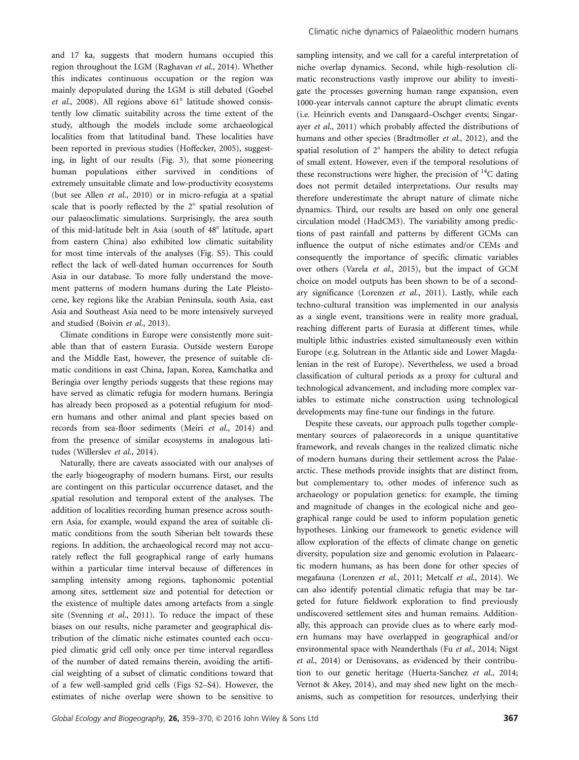and 17 ka, suggests that modern humans occupied this region throughout the LGM (Raghavan *et al.*, 2014). Whether this indicates continuous occupation or the region was mainly depopulated during the LGM is still debated (Goebel *et al.*, 2008). All regions above 61° latitude showed consistently low climatic suitability across the time extent of the study, although the models include some archaeological localities from that latitudinal band. These localities have been reported in previous studies (Hoffecker, 2005), suggesting, in light of our results (Fig. 3), that some pioneering human populations either survived in conditions of extremely unsuitable climate and low-productivity ecosystems (but see Allen *et al.*, 2010) or in micro-refugia at a spatial scale that is poorly reflected by the 2° spatial resolution of our palaeoclimatic simulations. Surprisingly, the area south of this mid-latitude belt in Asia (south of 48° latitude, apart from eastern China) also exhibited low climatic suitability for most time intervals of the analyses (Fig. S5). This could reflect the lack of well-dated human occurrences for South Asia in our database. To more fully understand the movement patterns of modern humans during the Late Pleistocene, key regions like the Arabian Peninsula, south Asia, east Asia and Southeast Asia need to be more intensively surveyed and studied (Boivin *et al.*, 2013).

Climate conditions in Europe were consistently more suitable than that of eastern Eurasia. Outside western Europe and the Middle East, however, the presence of suitable climatic conditions in east China, Japan, Korea, Kamchatka and Beringia over lengthy periods suggests that these regions may have served as climatic refugia for modern humans. Beringia has already been proposed as a potential refugium for modern humans and other animal and plant species based on records from sea-floor sediments (Meiri *et al.*, 2014) and from the presence of similar ecosystems in analogous latitudes (Willerslev *et al.*, 2014).

Naturally, there are caveats associated with our analyses of the early biogeography of modern humans. First, our results are contingent on this particular occurrence dataset, and the spatial resolution and temporal extent of the analyses. The addition of localities recording human presence across southern Asia, for example, would expand the area of suitable climatic conditions from the south Siberian belt towards these regions. In addition, the archaeological record may not accurately reflect the full geographical range of early humans within a particular time interval because of differences in sampling intensity among regions, taphonomic potential among sites, settlement size and potential for detection or the existence of multiple dates among artefacts from a single site (Svenning *et al.*, 2011). To reduce the impact of these biases on our results, niche parameter and geographical distribution of the climatic niche estimates counted each occupied climatic grid cell only once per time interval regardless of the number of dated remains therein, avoiding the artificial weighting of a subset of climatic conditions toward that of a few well-sampled grid cells (Figs S2–S4). However, the estimates of niche overlap were shown to be sensitive to sampling intensity, and we call for a careful interpretation of niche overlap dynamics. Second, while high-resolution climatic reconstructions vastly improve our ability to investigate the processes governing human range expansion, even 1000-year intervals cannot capture the abrupt climatic events (i.e. Heinrich events and Dansgaard–Oschger events; Singarayer *et al.*, 2011) which probably affected the distributions of humans and other species (Bradtmoller *et al.*, 2012), and the spatial resolution of 2° hampers the ability to detect refugia of small extent. However, even if the temporal resolutions of these reconstructions were higher, the precision of $^{14}$C dating does not permit detailed interpretations. Our results may therefore underestimate the abrupt nature of climate niche dynamics. Third, our results are based on only one general circulation model (HadCM3). The variability among predictions of past rainfall and patterns by different GCMs can influence the output of niche estimates and/or CEMs and consequently the importance of specific climatic variables over others (Varela *et al.*, 2015), but the impact of GCM choice on model outputs has been shown to be of a secondary significance (Lorenzen *et al.*, 2011). Lastly, while each techno-cultural transition was implemented in our analysis as a single event, transitions were in reality more gradual, reaching different parts of Eurasia at different times, while multiple lithic industries existed simultaneously even within Europe (e.g. Solutrean in the Atlantic side and Lower Magdalenian in the rest of Europe). Nevertheless, we used a broad classification of cultural periods as a proxy for cultural and technological advancement, and including more complex variables to estimate niche construction using technological developments may fine-tune our findings in the future.

Despite these caveats, our approach pulls together complementary sources of palaeorecords in a unique quantitative framework, and reveals changes in the realized climatic niche of modern humans during their settlement across the Palaearctic. These methods provide insights that are distinct from, but complementary to, other modes of inference such as archaeology or population genetics: for example, the timing and magnitude of changes in the ecological niche and geographical range could be used to inform population genetic hypotheses. Linking our framework to genetic evidence will allow exploration of the effects of climate change on genetic diversity, population size and genomic evolution in Palaearctic modern humans, as has been done for other species of megafauna (Lorenzen *et al.*, 2011; Metcalf *et al.*, 2014). We can also identify potential climatic refugia that may be targeted for future fieldwork exploration to find previously undiscovered settlement sites and human remains. Additionally, this approach can provide clues as to where early modern humans may have overlapped in geographical and/or environmental space with Neanderthals (Fu *et al.*, 2014; Nigst *et al.*, 2014) or Denisovans, as evidenced by their contribution to our genetic heritage (Huerta-Sanchez *et al.*, 2014; Vernot & Akey, 2014), and may shed new light on the mechanisms, such as competition for resources, underlying their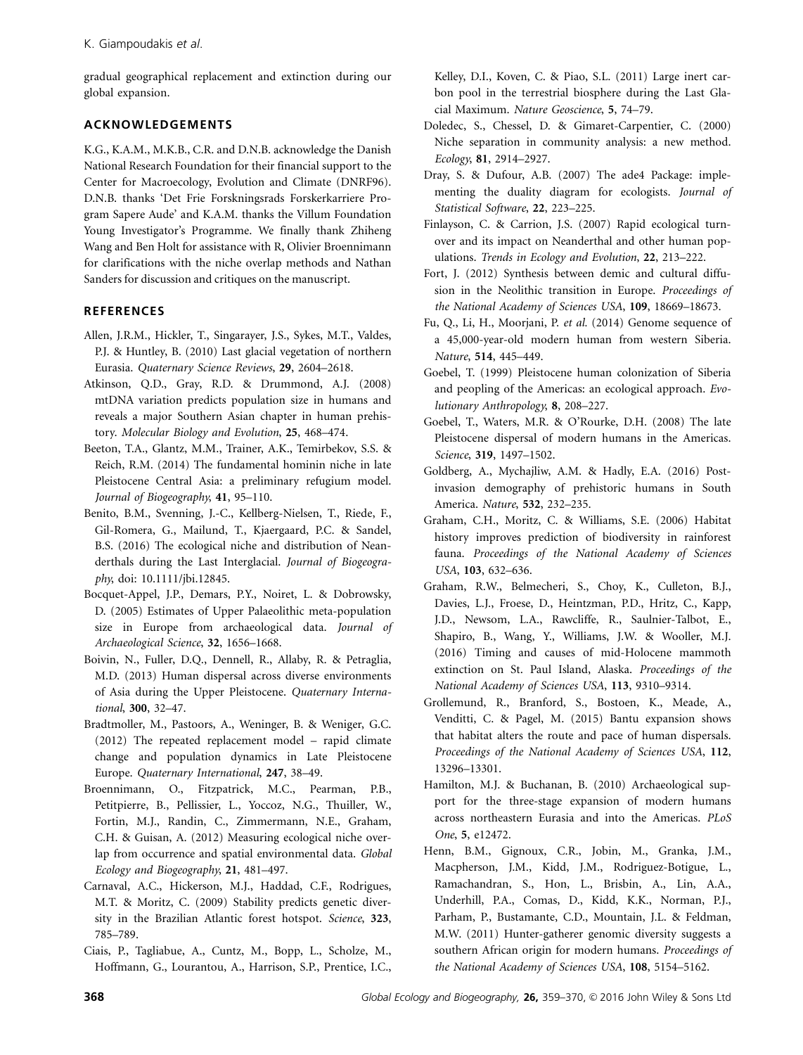gradual geographical replacement and extinction during our global expansion.

## ACKNOWLEDGEMENTS

K.G., K.A.M., M.K.B., C.R. and D.N.B. acknowledge the Danish National Research Foundation for their financial support to the Center for Macroecology, Evolution and Climate (DNRF96). D.N.B. thanks 'Det Frie Forskningsrads Forskerkarriere Program Sapere Aude' and K.A.M. thanks the Villum Foundation Young Investigator's Programme. We finally thank Zhiheng Wang and Ben Holt for assistance with R, Olivier Broennimann for clarifications with the niche overlap methods and Nathan Sanders for discussion and critiques on the manuscript.

## REFERENCES

Allen, J.R.M., Hickler, T., Singarayer, J.S., Sykes, M.T., Valdes, P.J. & Huntley, B. (2010) Last glacial vegetation of northern Eurasia. *Quaternary Science Reviews*, **29**, 2604–2618.

Atkinson, Q.D., Gray, R.D. & Drummond, A.J. (2008) mtDNA variation predicts population size in humans and reveals a major Southern Asian chapter in human prehistory. *Molecular Biology and Evolution*, **25**, 468–474.

Beeton, T.A., Glantz, M.M., Trainer, A.K., Temirbekov, S.S. & Reich, R.M. (2014) The fundamental hominin niche in late Pleistocene Central Asia: a preliminary refugium model. *Journal of Biogeography*, **41**, 95–110.

Benito, B.M., Svenning, J.-C., Kellberg-Nielsen, T., Riede, F., Gil-Romera, G., Mailund, T., Kjaergaard, P.C. & Sandel, B.S. (2016) The ecological niche and distribution of Neanderthals during the Last Interglacial. *Journal of Biogeography*, doi: 10.1111/jbi.12845.

Bocquet-Appel, J.P., Demars, P.Y., Noiret, L. & Dobrowsky, D. (2005) Estimates of Upper Palaeolithic meta-population size in Europe from archaeological data. *Journal of Archaeological Science*, **32**, 1656–1668.

Boivin, N., Fuller, D.Q., Dennell, R., Allaby, R. & Petraglia, M.D. (2013) Human dispersal across diverse environments of Asia during the Upper Pleistocene. *Quaternary International*, **300**, 32–47.

Bradtmoller, M., Pastoors, A., Weninger, B. & Weniger, G.C. (2012) The repeated replacement model – rapid climate change and population dynamics in Late Pleistocene Europe. *Quaternary International*, **247**, 38–49.

Broennimann, O., Fitzpatrick, M.C., Pearman, P.B., Petitpierre, B., Pellissier, L., Yoccoz, N.G., Thuiller, W., Fortin, M.J., Randin, C., Zimmermann, N.E., Graham, C.H. & Guisan, A. (2012) Measuring ecological niche overlap from occurrence and spatial environmental data. *Global Ecology and Biogeography*, **21**, 481–497.

Carnaval, A.C., Hickerson, M.J., Haddad, C.F., Rodrigues, M.T. & Moritz, C. (2009) Stability predicts genetic diversity in the Brazilian Atlantic forest hotspot. *Science*, **323**, 785–789.

Ciais, P., Tagliabue, A., Cuntz, M., Bopp, L., Scholze, M., Hoffmann, G., Lourantou, A., Harrison, S.P., Prentice, I.C., Kelley, D.I., Koven, C. & Piao, S.L. (2011) Large inert carbon pool in the terrestrial biosphere during the Last Glacial Maximum. *Nature Geoscience*, **5**, 74–79.

Doledec, S., Chessel, D. & Gimaret-Carpentier, C. (2000) Niche separation in community analysis: a new method. *Ecology*, **81**, 2914–2927.

Dray, S. & Dufour, A.B. (2007) The ade4 Package: implementing the duality diagram for ecologists. *Journal of Statistical Software*, **22**, 223–225.

Finlayson, C. & Carrion, J.S. (2007) Rapid ecological turnover and its impact on Neanderthal and other human populations. *Trends in Ecology and Evolution*, **22**, 213–222.

Fort, J. (2012) Synthesis between demic and cultural diffusion in the Neolithic transition in Europe. *Proceedings of the National Academy of Sciences USA*, **109**, 18669–18673.

Fu, Q., Li, H., Moorjani, P. *et al.* (2014) Genome sequence of a 45,000-year-old modern human from western Siberia. *Nature*, **514**, 445–449.

Goebel, T. (1999) Pleistocene human colonization of Siberia and peopling of the Americas: an ecological approach. *Evolutionary Anthropology*, **8**, 208–227.

Goebel, T., Waters, M.R. & O'Rourke, D.H. (2008) The late Pleistocene dispersal of modern humans in the Americas. *Science*, **319**, 1497–1502.

Goldberg, A., Mychajliw, A.M. & Hadly, E.A. (2016) Post-invasion demography of prehistoric humans in South America. *Nature*, **532**, 232–235.

Graham, C.H., Moritz, C. & Williams, S.E. (2006) Habitat history improves prediction of biodiversity in rainforest fauna. *Proceedings of the National Academy of Sciences USA*, **103**, 632–636.

Graham, R.W., Belmecheri, S., Choy, K., Culleton, B.J., Davies, L.J., Froese, D., Heintzman, P.D., Hritz, C., Kapp, J.D., Newsom, L.A., Rawcliffe, R., Saulnier-Talbot, E., Shapiro, B., Wang, Y., Williams, J.W. & Wooller, M.J. (2016) Timing and causes of mid-Holocene mammoth extinction on St. Paul Island, Alaska. *Proceedings of the National Academy of Sciences USA*, **113**, 9310–9314.

Grollemund, R., Branford, S., Bostoen, K., Meade, A., Venditti, C. & Pagel, M. (2015) Bantu expansion shows that habitat alters the route and pace of human dispersals. *Proceedings of the National Academy of Sciences USA*, **112**, 13296–13301.

Hamilton, M.J. & Buchanan, B. (2010) Archaeological support for the three-stage expansion of modern humans across northeastern Eurasia and into the Americas. *PLoS One*, **5**, e12472.

Henn, B.M., Gignoux, C.R., Jobin, M., Granka, J.M., Macpherson, J.M., Kidd, J.M., Rodriguez-Botigue, L., Ramachandran, S., Hon, L., Brisbin, A., Lin, A.A., Underhill, P.A., Comas, D., Kidd, K.K., Norman, P.J., Parham, P., Bustamante, C.D., Mountain, J.L. & Feldman, M.W. (2011) Hunter-gatherer genomic diversity suggests a southern African origin for modern humans. *Proceedings of the National Academy of Sciences USA*, **108**, 5154–5162.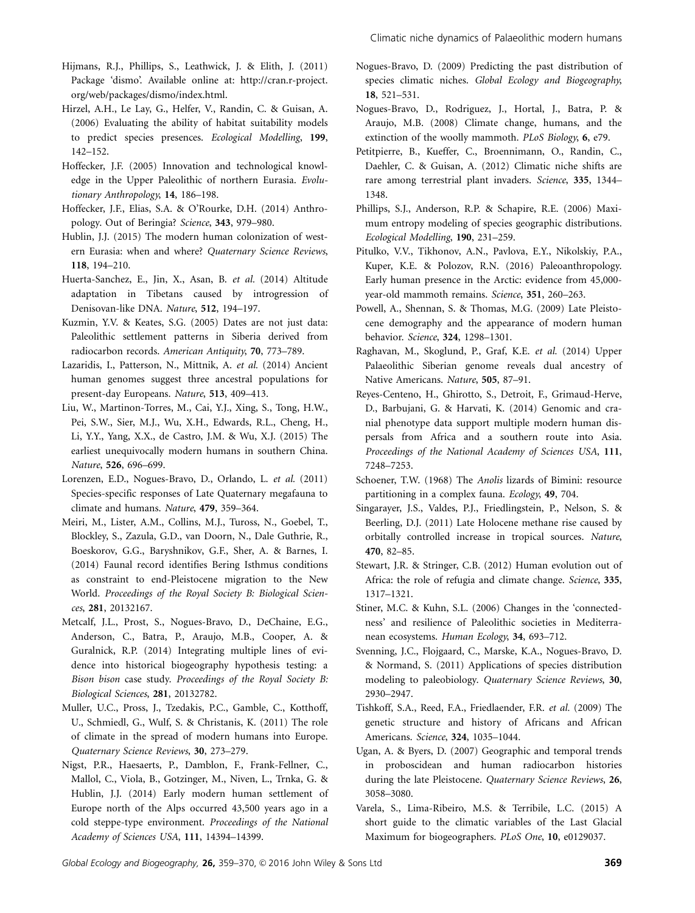Hijmans, R.J., Phillips, S., Leathwick, J. & Elith, J. (2011) Package 'dismo'. Available online at: http://cran.r-project.org/web/packages/dismo/index.html.

Hirzel, A.H., Le Lay, G., Helfer, V., Randin, C. & Guisan, A. (2006) Evaluating the ability of habitat suitability models to predict species presences. *Ecological Modelling*, **199**, 142–152.

Hoffecker, J.F. (2005) Innovation and technological knowledge in the Upper Paleolithic of northern Eurasia. *Evolutionary Anthropology*, **14**, 186–198.

Hoffecker, J.F., Elias, S.A. & O'Rourke, D.H. (2014) Anthropology. Out of Beringia? *Science*, **343**, 979–980.

Hublin, J.J. (2015) The modern human colonization of western Eurasia: when and where? *Quaternary Science Reviews*, **118**, 194–210.

Huerta-Sanchez, E., Jin, X., Asan, B. *et al.* (2014) Altitude adaptation in Tibetans caused by introgression of Denisovan-like DNA. *Nature*, **512**, 194–197.

Kuzmin, Y.V. & Keates, S.G. (2005) Dates are not just data: Paleolithic settlement patterns in Siberia derived from radiocarbon records. *American Antiquity*, **70**, 773–789.

Lazaridis, I., Patterson, N., Mittnik, A. *et al.* (2014) Ancient human genomes suggest three ancestral populations for present-day Europeans. *Nature*, **513**, 409–413.

Liu, W., Martinon-Torres, M., Cai, Y.J., Xing, S., Tong, H.W., Pei, S.W., Sier, M.J., Wu, X.H., Edwards, R.L., Cheng, H., Li, Y.Y., Yang, X.X., de Castro, J.M. & Wu, X.J. (2015) The earliest unequivocally modern humans in southern China. *Nature*, **526**, 696–699.

Lorenzen, E.D., Nogues-Bravo, D., Orlando, L. *et al.* (2011) Species-specific responses of Late Quaternary megafauna to climate and humans. *Nature*, **479**, 359–364.

Meiri, M., Lister, A.M., Collins, M.J., Tuross, N., Goebel, T., Blockley, S., Zazula, G.D., van Doorn, N., Dale Guthrie, R., Boeskorov, G.G., Baryshnikov, G.F., Sher, A. & Barnes, I. (2014) Faunal record identifies Bering Isthmus conditions as constraint to end-Pleistocene migration to the New World. *Proceedings of the Royal Society B: Biological Sciences*, **281**, 20132167.

Metcalf, J.L., Prost, S., Nogues-Bravo, D., DeChaine, E.G., Anderson, C., Batra, P., Araujo, M.B., Cooper, A. & Guralnick, R.P. (2014) Integrating multiple lines of evidence into historical biogeography hypothesis testing: a *Bison bison* case study. *Proceedings of the Royal Society B: Biological Sciences*, **281**, 20132782.

Muller, U.C., Pross, J., Tzedakis, P.C., Gamble, C., Kotthoff, U., Schmiedl, G., Wulf, S. & Christanis, K. (2011) The role of climate in the spread of modern humans into Europe. *Quaternary Science Reviews*, **30**, 273–279.

Nigst, P.R., Haesaerts, P., Damblon, F., Frank-Fellner, C., Mallol, C., Viola, B., Gotzinger, M., Niven, L., Trnka, G. & Hublin, J.J. (2014) Early modern human settlement of Europe north of the Alps occurred 43,500 years ago in a cold steppe-type environment. *Proceedings of the National Academy of Sciences USA*, **111**, 14394–14399.

Nogues-Bravo, D. (2009) Predicting the past distribution of species climatic niches. *Global Ecology and Biogeography*, **18**, 521–531.

Nogues-Bravo, D., Rodriguez, J., Hortal, J., Batra, P. & Araujo, M.B. (2008) Climate change, humans, and the extinction of the woolly mammoth. *PLoS Biology*, **6**, e79.

Petitpierre, B., Kueffer, C., Broennimann, O., Randin, C., Daehler, C. & Guisan, A. (2012) Climatic niche shifts are rare among terrestrial plant invaders. *Science*, **335**, 1344–1348.

Phillips, S.J., Anderson, R.P. & Schapire, R.E. (2006) Maximum entropy modeling of species geographic distributions. *Ecological Modelling*, **190**, 231–259.

Pitulko, V.V., Tikhonov, A.N., Pavlova, E.Y., Nikolskiy, P.A., Kuper, K.E. & Polozov, R.N. (2016) Paleoanthropology. Early human presence in the Arctic: evidence from 45,000-year-old mammoth remains. *Science*, **351**, 260–263.

Powell, A., Shennan, S. & Thomas, M.G. (2009) Late Pleistocene demography and the appearance of modern human behavior. *Science*, **324**, 1298–1301.

Raghavan, M., Skoglund, P., Graf, K.E. *et al.* (2014) Upper Palaeolithic Siberian genome reveals dual ancestry of Native Americans. *Nature*, **505**, 87–91.

Reyes-Centeno, H., Ghirotto, S., Detroit, F., Grimaud-Herve, D., Barbujani, G. & Harvati, K. (2014) Genomic and cranial phenotype data support multiple modern human dispersals from Africa and a southern route into Asia. *Proceedings of the National Academy of Sciences USA*, **111**, 7248–7253.

Schoener, T.W. (1968) The *Anolis* lizards of Bimini: resource partitioning in a complex fauna. *Ecology*, **49**, 704.

Singarayer, J.S., Valdes, P.J., Friedlingstein, P., Nelson, S. & Beerling, D.J. (2011) Late Holocene methane rise caused by orbitally controlled increase in tropical sources. *Nature*, **470**, 82–85.

Stewart, J.R. & Stringer, C.B. (2012) Human evolution out of Africa: the role of refugia and climate change. *Science*, **335**, 1317–1321.

Stiner, M.C. & Kuhn, S.L. (2006) Changes in the 'connectedness' and resilience of Paleolithic societies in Mediterranean ecosystems. *Human Ecology*, **34**, 693–712.

Svenning, J.C., Flojgaard, C., Marske, K.A., Nogues-Bravo, D. & Normand, S. (2011) Applications of species distribution modeling to paleobiology. *Quaternary Science Reviews*, **30**, 2930–2947.

Tishkoff, S.A., Reed, F.A., Friedlaender, F.R. *et al.* (2009) The genetic structure and history of Africans and African Americans. *Science*, **324**, 1035–1044.

Ugan, A. & Byers, D. (2007) Geographic and temporal trends in proboscidean and human radiocarbon histories during the late Pleistocene. *Quaternary Science Reviews*, **26**, 3058–3080.

Varela, S., Lima-Ribeiro, M.S. & Terribile, L.C. (2015) A short guide to the climatic variables of the Last Glacial Maximum for biogeographers. *PLoS One*, **10**, e0129037.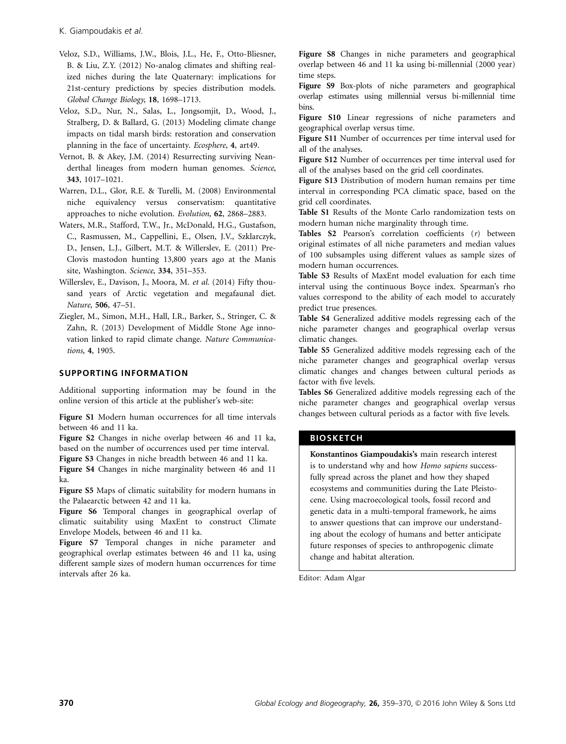Veloz, S.D., Williams, J.W., Blois, J.L., He, F., Otto-Bliesner, B. & Liu, Z.Y. (2012) No-analog climates and shifting realized niches during the late Quaternary: implications for 21st-century predictions by species distribution models. *Global Change Biology*, **18**, 1698–1713.

Veloz, S.D., Nur, N., Salas, L., Jongsomjit, D., Wood, J., Stralberg, D. & Ballard, G. (2013) Modeling climate change impacts on tidal marsh birds: restoration and conservation planning in the face of uncertainty. *Ecosphere*, **4**, art49.

Vernot, B. & Akey, J.M. (2014) Resurrecting surviving Neanderthal lineages from modern human genomes. *Science*, **343**, 1017–1021.

Warren, D.L., Glor, R.E. & Turelli, M. (2008) Environmental niche equivalency versus conservatism: quantitative approaches to niche evolution. *Evolution*, **62**, 2868–2883.

Waters, M.R., Stafford, T.W., Jr., McDonald, H.G., Gustafson, C., Rasmussen, M., Cappellini, E., Olsen, J.V., Szklarczyk, D., Jensen, L.J., Gilbert, M.T. & Willerslev, E. (2011) Pre-Clovis mastodon hunting 13,800 years ago at the Manis site, Washington. *Science*, **334**, 351–353.

Willerslev, E., Davison, J., Moora, M. *et al.* (2014) Fifty thousand years of Arctic vegetation and megafaunal diet. *Nature*, **506**, 47–51.

Ziegler, M., Simon, M.H., Hall, I.R., Barker, S., Stringer, C. & Zahn, R. (2013) Development of Middle Stone Age innovation linked to rapid climate change. *Nature Communications*, **4**, 1905.

## SUPPORTING INFORMATION

Additional supporting information may be found in the online version of this article at the publisher's web-site:

**Figure S1** Modern human occurrences for all time intervals between 46 and 11 ka.

**Figure S2** Changes in niche overlap between 46 and 11 ka, based on the number of occurrences used per time interval.

**Figure S3** Changes in niche breadth between 46 and 11 ka.

**Figure S4** Changes in niche marginality between 46 and 11 ka.

**Figure S5** Maps of climatic suitability for modern humans in the Palaearctic between 42 and 11 ka.

**Figure S6** Temporal changes in geographical overlap of climatic suitability using MaxEnt to construct Climate Envelope Models, between 46 and 11 ka.

**Figure S7** Temporal changes in niche parameter and geographical overlap estimates between 46 and 11 ka, using different sample sizes of modern human occurrences for time intervals after 26 ka.

**Figure S8** Changes in niche parameters and geographical overlap between 46 and 11 ka using bi-millennial (2000 year) time steps.

**Figure S9** Box-plots of niche parameters and geographical overlap estimates using millennial versus bi-millennial time bins.

**Figure S10** Linear regressions of niche parameters and geographical overlap versus time.

**Figure S11** Number of occurrences per time interval used for all of the analyses.

**Figure S12** Number of occurrences per time interval used for all of the analyses based on the grid cell coordinates.

**Figure S13** Distribution of modern human remains per time interval in corresponding PCA climatic space, based on the grid cell coordinates.

**Table S1** Results of the Monte Carlo randomization tests on modern human niche marginality through time.

**Tables S2** Pearson's correlation coefficients ($r$) between original estimates of all niche parameters and median values of 100 subsamples using different values as sample sizes of modern human occurrences.

**Table S3** Results of MaxEnt model evaluation for each time interval using the continuous Boyce index. Spearman's rho values correspond to the ability of each model to accurately predict true presences.

**Table S4** Generalized additive models regressing each of the niche parameter changes and geographical overlap versus climatic changes.

**Table S5** Generalized additive models regressing each of the niche parameter changes and geographical overlap versus climatic changes and changes between cultural periods as factor with five levels.

**Tables S6** Generalized additive models regressing each of the niche parameter changes and geographical overlap versus changes between cultural periods as a factor with five levels.

## BIOSKETCH

**Konstantinos Giampoudakis's** main research interest is to understand why and how *Homo sapiens* successfully spread across the planet and how they shaped ecosystems and communities during the Late Pleistocene. Using macroecological tools, fossil record and genetic data in a multi-temporal framework, he aims to answer questions that can improve our understanding about the ecology of humans and better anticipate future responses of species to anthropogenic climate change and habitat alteration.

Editor: Adam Algar